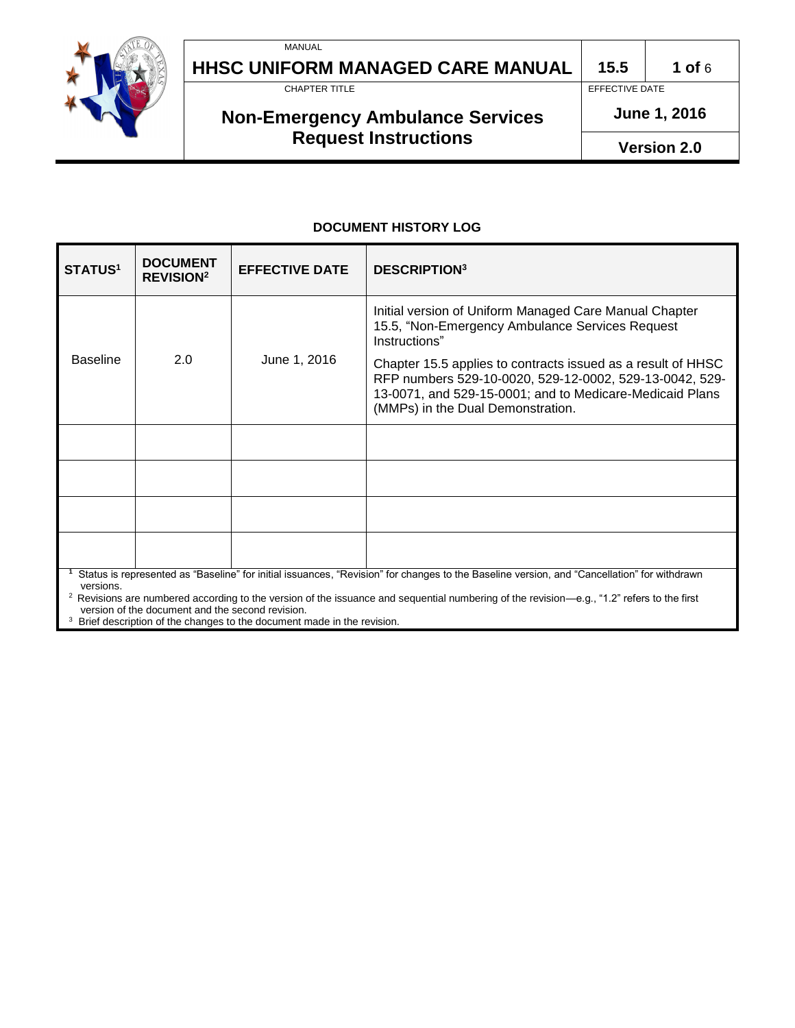MANUAL

# HHSC UNIFORM MANAGED CARE MANUAL

15.5

CHAPTER TITLE

## Non-Emergency Ambulance Services Request Instructions

EFFECTIVE DATE

**June 1, 2016**

**Version 2.0**

### DOCUMENT HISTORY LOG

| STATUS[1] | DOCUMENT REVISION[2] | EFFECTIVE DATE | DESCRIPTION[3] |
|---|---|---|---|
| Baseline | 2.0 | June 1, 2016 | Initial version of Uniform Managed Care Manual Chapter 15.5, "Non-Emergency Ambulance Services Request Instructions"<br><br>Chapter 15.5 applies to contracts issued as a result of HHSC RFP numbers 529-10-0020, 529-12-0002, 529-13-0042, 529-13-0071, and 529-15-0001; and to Medicare-Medicaid Plans (MMPs) in the Dual Demonstration. |
| | | | |
| | | | |
| | | | |
| | | | |

[1] Status is represented as "Baseline" for initial issuances, "Revision" for changes to the Baseline version, and "Cancellation" for withdrawn versions.

[2] Revisions are numbered according to the version of the issuance and sequential numbering of the revision—e.g., "1.2" refers to the first version of the document and the second revision.

[3] Brief description of the changes to the document made in the revision.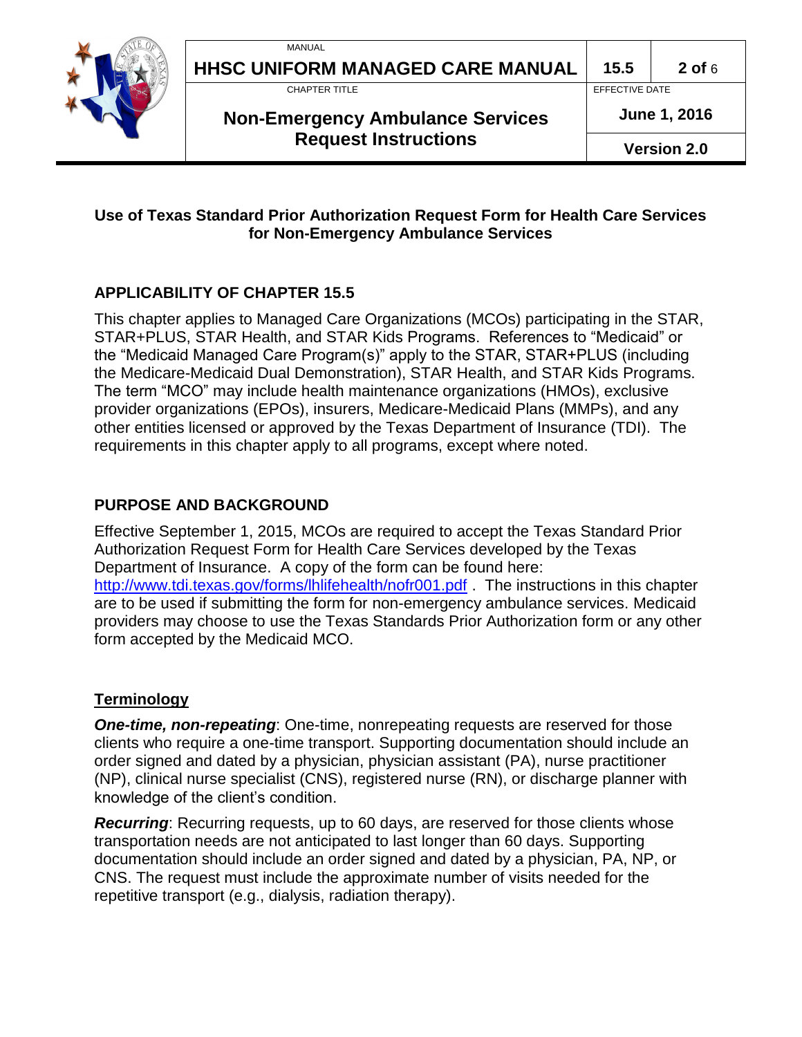## Use of Texas Standard Prior Authorization Request Form for Health Care Services for Non-Emergency Ambulance Services

## APPLICABILITY OF CHAPTER 15.5

This chapter applies to Managed Care Organizations (MCOs) participating in the STAR, STAR+PLUS, STAR Health, and STAR Kids Programs. References to "Medicaid" or the "Medicaid Managed Care Program(s)" apply to the STAR, STAR+PLUS (including the Medicare-Medicaid Dual Demonstration), STAR Health, and STAR Kids Programs. The term "MCO" may include health maintenance organizations (HMOs), exclusive provider organizations (EPOs), insurers, Medicare-Medicaid Plans (MMPs), and any other entities licensed or approved by the Texas Department of Insurance (TDI). The requirements in this chapter apply to all programs, except where noted.

## PURPOSE AND BACKGROUND

Effective September 1, 2015, MCOs are required to accept the Texas Standard Prior Authorization Request Form for Health Care Services developed by the Texas Department of Insurance. A copy of the form can be found here: [http://www.tdi.texas.gov/forms/lhlifehealth/nofr001.pdf](http://www.tdi.texas.gov/forms/lhlifehealth/nofr001.pdf) . The instructions in this chapter are to be used if submitting the form for non-emergency ambulance services. Medicaid providers may choose to use the Texas Standards Prior Authorization form or any other form accepted by the Medicaid MCO.

### Terminology

***One-time, non-repeating***: One-time, nonrepeating requests are reserved for those clients who require a one-time transport. Supporting documentation should include an order signed and dated by a physician, physician assistant (PA), nurse practitioner (NP), clinical nurse specialist (CNS), registered nurse (RN), or discharge planner with knowledge of the client's condition.

***Recurring***: Recurring requests, up to 60 days, are reserved for those clients whose transportation needs are not anticipated to last longer than 60 days. Supporting documentation should include an order signed and dated by a physician, PA, NP, or CNS. The request must include the approximate number of visits needed for the repetitive transport (e.g., dialysis, radiation therapy).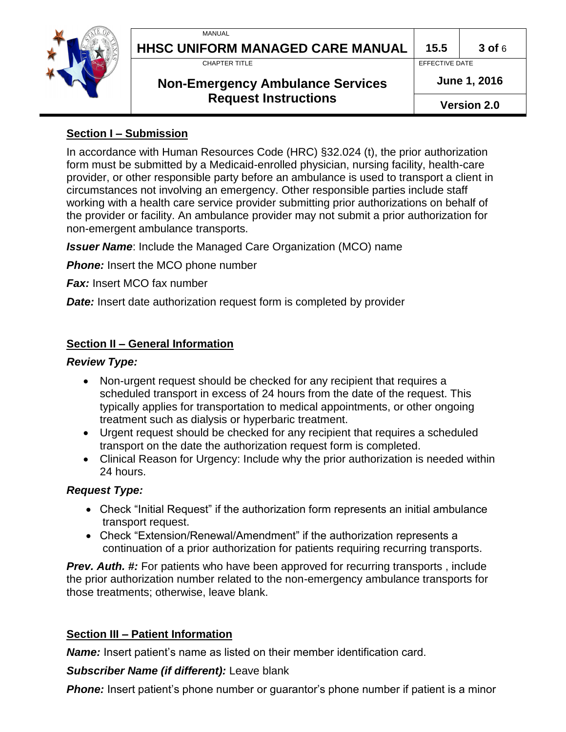## Section I – Submission

In accordance with Human Resources Code (HRC) §32.024 (t), the prior authorization form must be submitted by a Medicaid-enrolled physician, nursing facility, health-care provider, or other responsible party before an ambulance is used to transport a client in circumstances not involving an emergency. Other responsible parties include staff working with a health care service provider submitting prior authorizations on behalf of the provider or facility. An ambulance provider may not submit a prior authorization for non-emergent ambulance transports.

***Issuer Name***: Include the Managed Care Organization (MCO) name

***Phone:*** Insert the MCO phone number

***Fax:*** Insert MCO fax number

***Date:*** Insert date authorization request form is completed by provider

## Section II – General Information

***Review Type:***

- Non-urgent request should be checked for any recipient that requires a scheduled transport in excess of 24 hours from the date of the request. This typically applies for transportation to medical appointments, or other ongoing treatment such as dialysis or hyperbaric treatment.
- Urgent request should be checked for any recipient that requires a scheduled transport on the date the authorization request form is completed.
- Clinical Reason for Urgency: Include why the prior authorization is needed within 24 hours.

***Request Type:***

- Check "Initial Request" if the authorization form represents an initial ambulance transport request.
- Check "Extension/Renewal/Amendment" if the authorization represents a continuation of a prior authorization for patients requiring recurring transports.

***Prev. Auth. #:*** For patients who have been approved for recurring transports , include the prior authorization number related to the non-emergency ambulance transports for those treatments; otherwise, leave blank.

## Section III – Patient Information

***Name:*** Insert patient's name as listed on their member identification card.

***Subscriber Name (if different):*** Leave blank

***Phone:*** Insert patient's phone number or guarantor's phone number if patient is a minor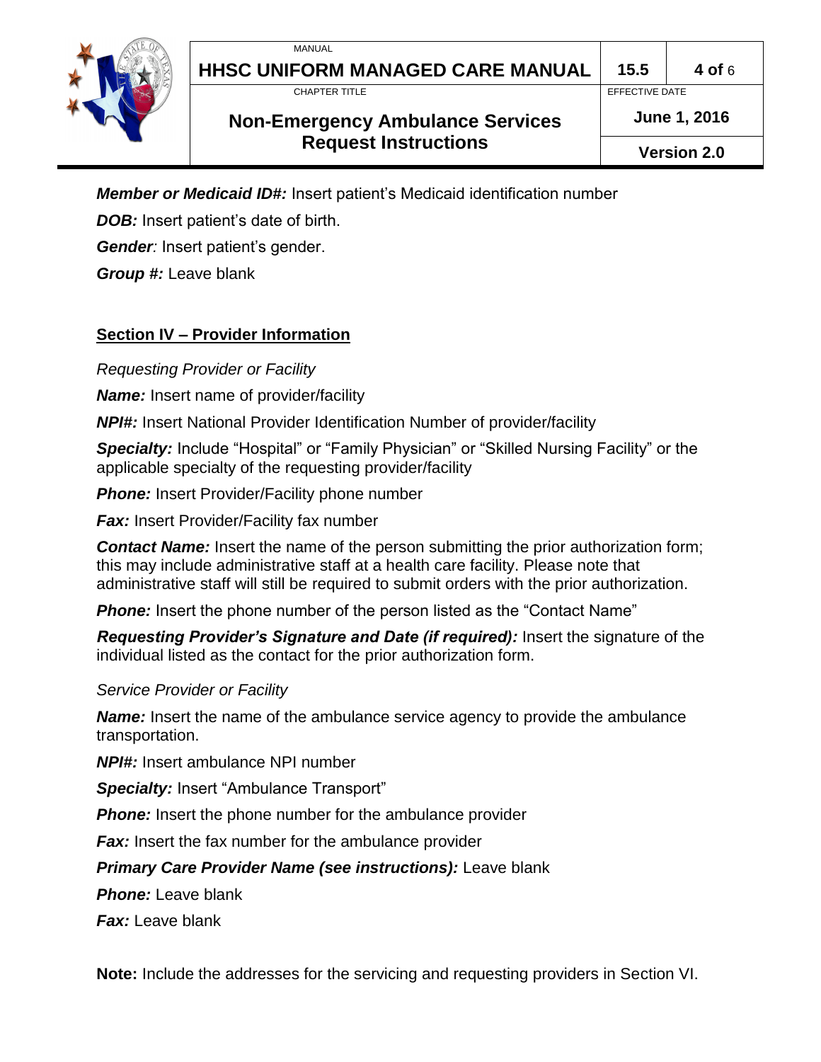**_Member or Medicaid ID#:_** Insert patient's Medicaid identification number

**_DOB:_** Insert patient's date of birth.

**_Gender_**: Insert patient's gender.

**_Group #:_** Leave blank

## Section IV – Provider Information

*Requesting Provider or Facility*

**_Name:_** Insert name of provider/facility

**_NPI#:_** Insert National Provider Identification Number of provider/facility

**_Specialty:_** Include "Hospital" or "Family Physician" or "Skilled Nursing Facility" or the applicable specialty of the requesting provider/facility

**_Phone:_** Insert Provider/Facility phone number

**_Fax:_** Insert Provider/Facility fax number

**_Contact Name:_** Insert the name of the person submitting the prior authorization form; this may include administrative staff at a health care facility. Please note that administrative staff will still be required to submit orders with the prior authorization.

**_Phone:_** Insert the phone number of the person listed as the "Contact Name"

**_Requesting Provider's Signature and Date (if required):_** Insert the signature of the individual listed as the contact for the prior authorization form.

*Service Provider or Facility*

**_Name:_** Insert the name of the ambulance service agency to provide the ambulance transportation.

**_NPI#:_** Insert ambulance NPI number

**_Specialty:_** Insert "Ambulance Transport"

**_Phone:_** Insert the phone number for the ambulance provider

**_Fax:_** Insert the fax number for the ambulance provider

**_Primary Care Provider Name (see instructions):_** Leave blank

**_Phone:_** Leave blank

**_Fax:_** Leave blank

**Note:** Include the addresses for the servicing and requesting providers in Section VI.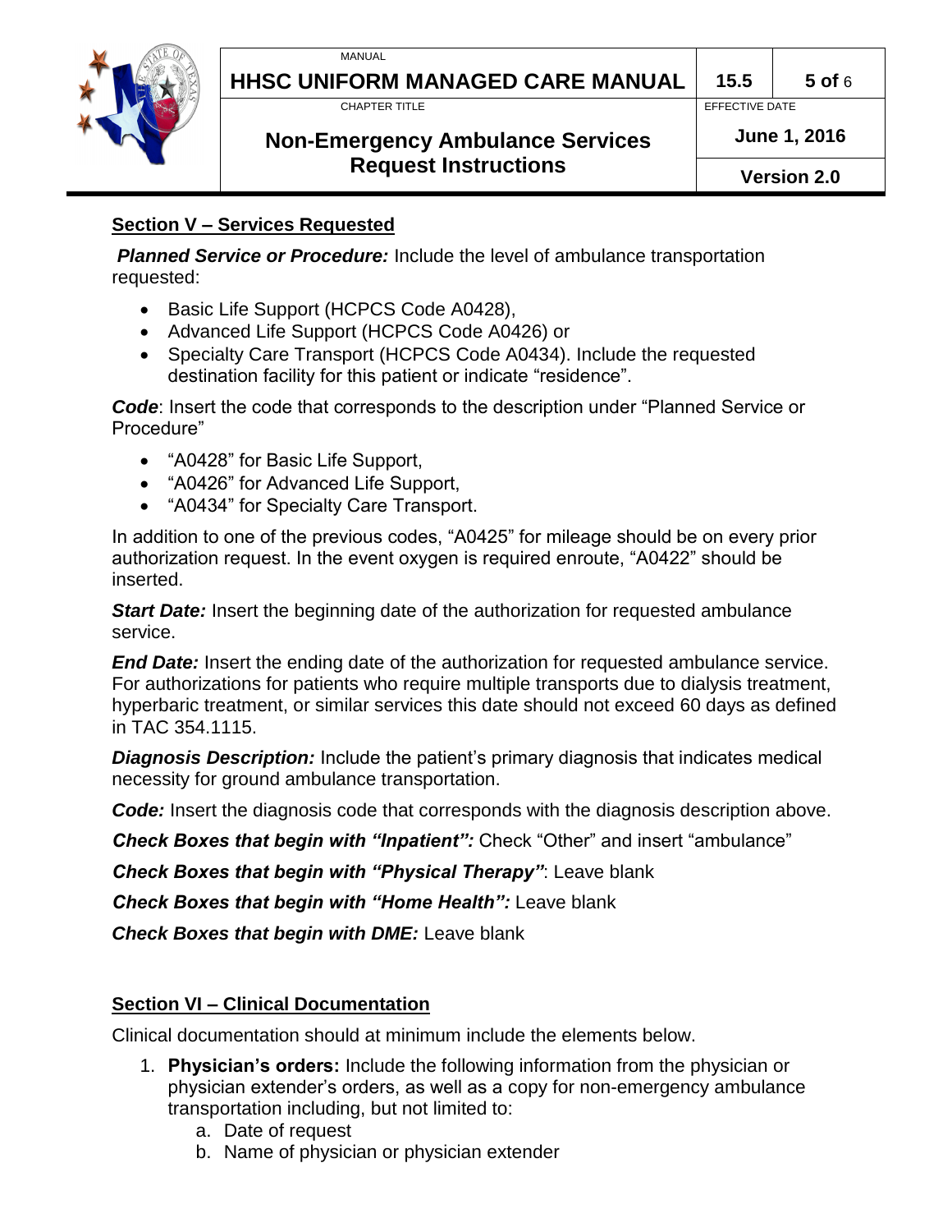## Section V – Services Requested

***Planned Service or Procedure:*** Include the level of ambulance transportation requested:

- Basic Life Support (HCPCS Code A0428),
- Advanced Life Support (HCPCS Code A0426) or
- Specialty Care Transport (HCPCS Code A0434). Include the requested destination facility for this patient or indicate "residence".

***Code***: Insert the code that corresponds to the description under "Planned Service or Procedure"

- "A0428" for Basic Life Support,
- "A0426" for Advanced Life Support,
- "A0434" for Specialty Care Transport.

In addition to one of the previous codes, "A0425" for mileage should be on every prior authorization request. In the event oxygen is required enroute, "A0422" should be inserted.

***Start Date:*** Insert the beginning date of the authorization for requested ambulance service.

***End Date:*** Insert the ending date of the authorization for requested ambulance service. For authorizations for patients who require multiple transports due to dialysis treatment, hyperbaric treatment, or similar services this date should not exceed 60 days as defined in TAC 354.1115.

***Diagnosis Description:*** Include the patient's primary diagnosis that indicates medical necessity for ground ambulance transportation.

***Code:*** Insert the diagnosis code that corresponds with the diagnosis description above.

***Check Boxes that begin with "Inpatient":*** Check "Other" and insert "ambulance"

***Check Boxes that begin with "Physical Therapy"***: Leave blank

***Check Boxes that begin with "Home Health":*** Leave blank

***Check Boxes that begin with DME:*** Leave blank

## Section VI – Clinical Documentation

Clinical documentation should at minimum include the elements below.

1. **Physician's orders:** Include the following information from the physician or physician extender's orders, as well as a copy for non-emergency ambulance transportation including, but not limited to:
   a. Date of request
   b. Name of physician or physician extender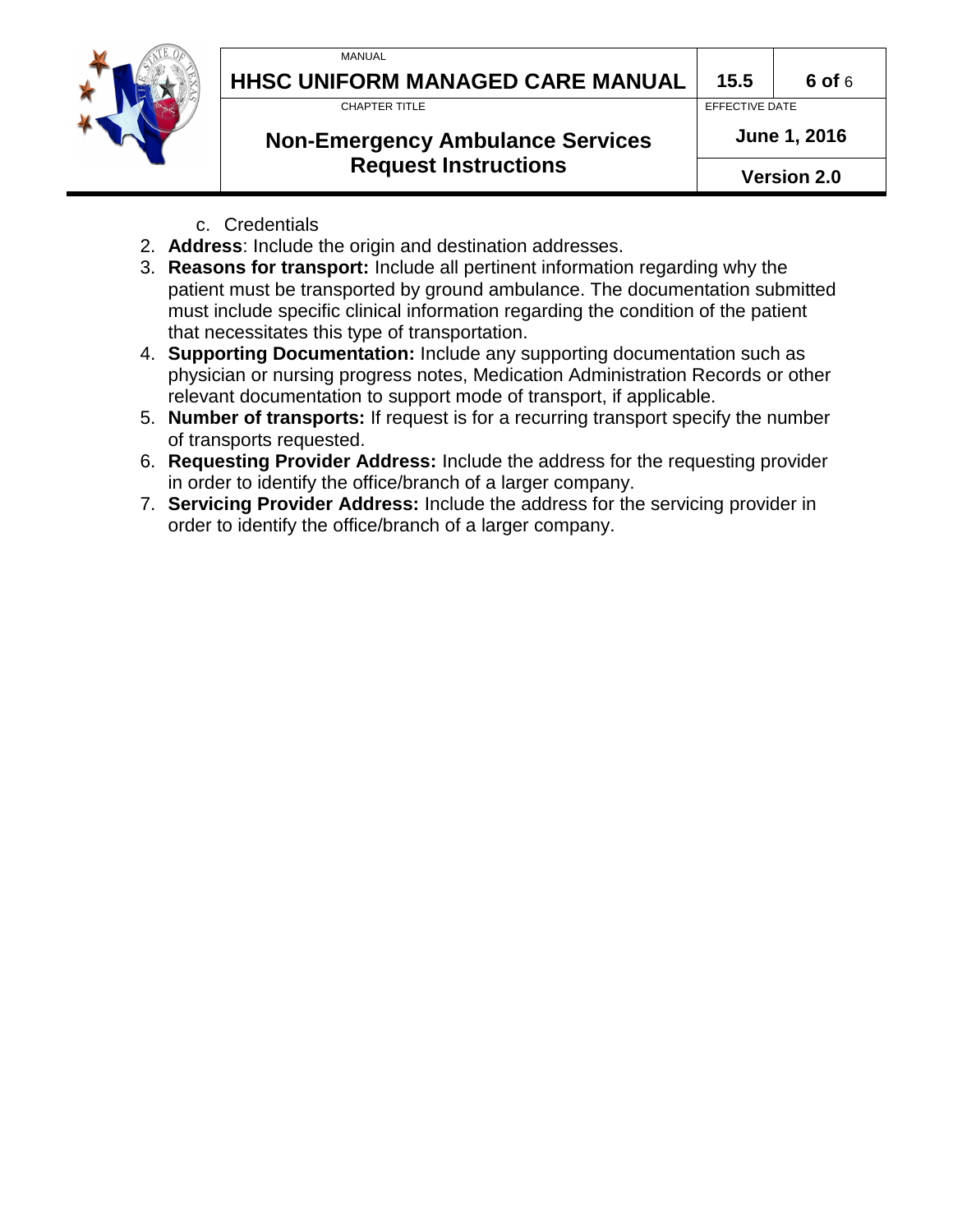c. Credentials
2. **Address**: Include the origin and destination addresses.
3. **Reasons for transport:** Include all pertinent information regarding why the patient must be transported by ground ambulance. The documentation submitted must include specific clinical information regarding the condition of the patient that necessitates this type of transportation.
4. **Supporting Documentation:** Include any supporting documentation such as physician or nursing progress notes, Medication Administration Records or other relevant documentation to support mode of transport, if applicable.
5. **Number of transports:** If request is for a recurring transport specify the number of transports requested.
6. **Requesting Provider Address:** Include the address for the requesting provider in order to identify the office/branch of a larger company.
7. **Servicing Provider Address:** Include the address for the servicing provider in order to identify the office/branch of a larger company.